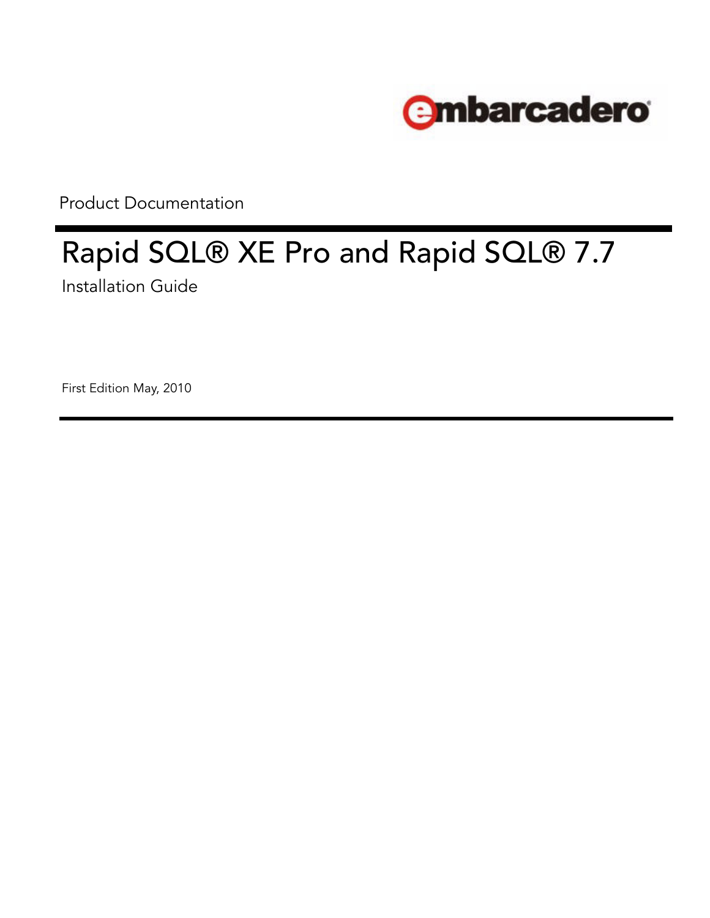embarcadero

Product Documentation

# Rapid SQL® XE Pro and Rapid SQL® 7.7

Installation Guide

First Edition May, 2010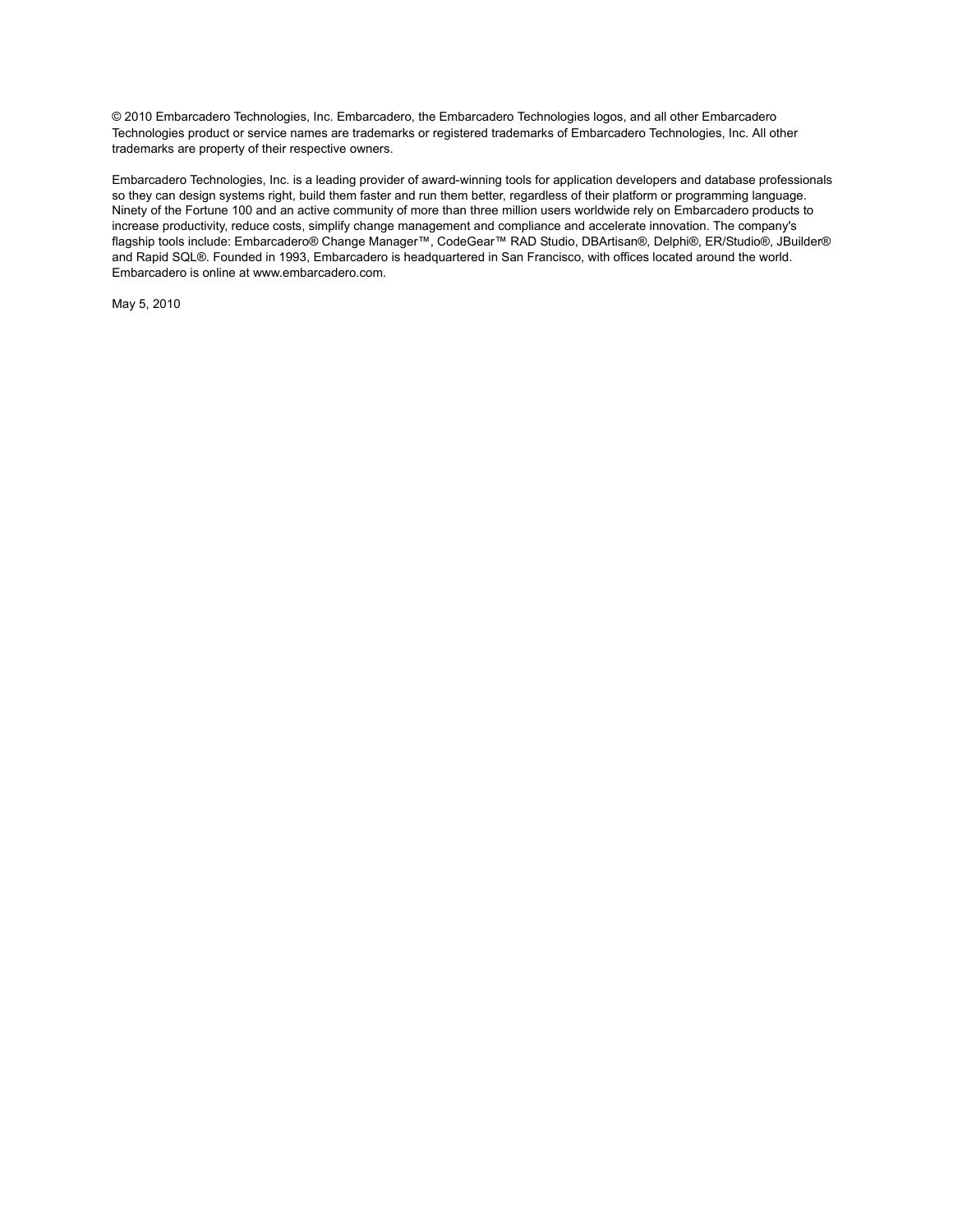© 2010 Embarcadero Technologies, Inc. Embarcadero, the Embarcadero Technologies logos, and all other Embarcadero Technologies product or service names are trademarks or registered trademarks of Embarcadero Technologies, Inc. All other trademarks are property of their respective owners.

Embarcadero Technologies, Inc. is a leading provider of award-winning tools for application developers and database professionals so they can design systems right, build them faster and run them better, regardless of their platform or programming language. Ninety of the Fortune 100 and an active community of more than three million users worldwide rely on Embarcadero products to increase productivity, reduce costs, simplify change management and compliance and accelerate innovation. The company's flagship tools include: Embarcadero® Change Manager™, CodeGear™ RAD Studio, DBArtisan®, Delphi®, ER/Studio®, JBuilder® and Rapid SQL®. Founded in 1993, Embarcadero is headquartered in San Francisco, with offices located around the world. Embarcadero is online at www.embarcadero.com.

May 5, 2010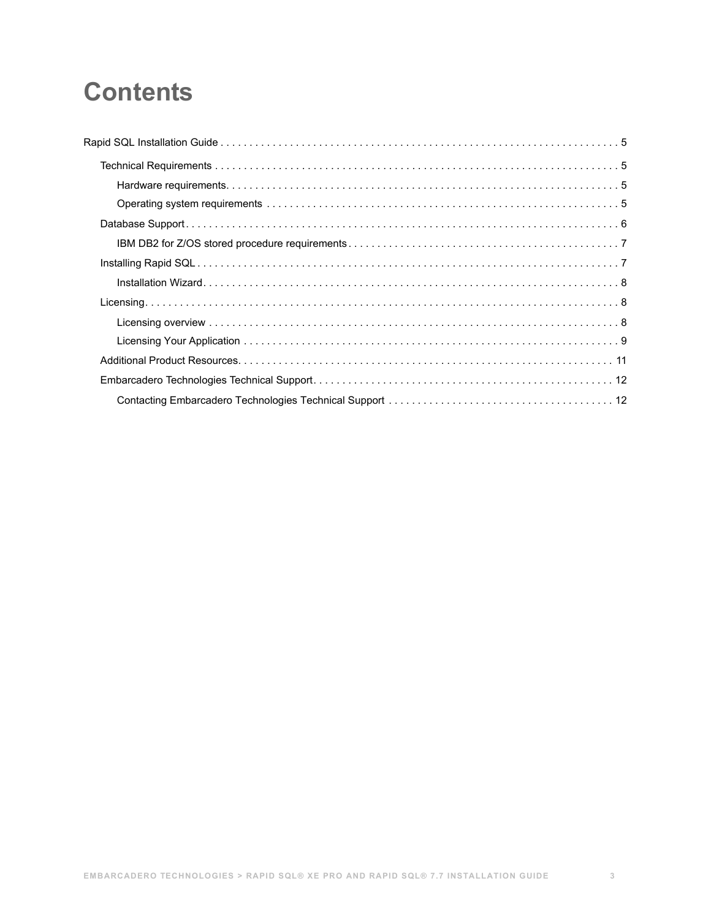# Contents

- Rapid SQL Installation Guide . . . . . 5
  - Technical Requirements . . . . . 5
    - Hardware requirements. . . . . 5
    - Operating system requirements . . . . . 5
  - Database Support . . . . . 6
    - IBM DB2 for Z/OS stored procedure requirements . . . . . 7
  - Installing Rapid SQL . . . . . 7
    - Installation Wizard . . . . . 8
  - Licensing. . . . . 8
    - Licensing overview . . . . . 8
    - Licensing Your Application . . . . . 9
  - Additional Product Resources. . . . . 11
  - Embarcadero Technologies Technical Support . . . . . 12
    - Contacting Embarcadero Technologies Technical Support . . . . . 12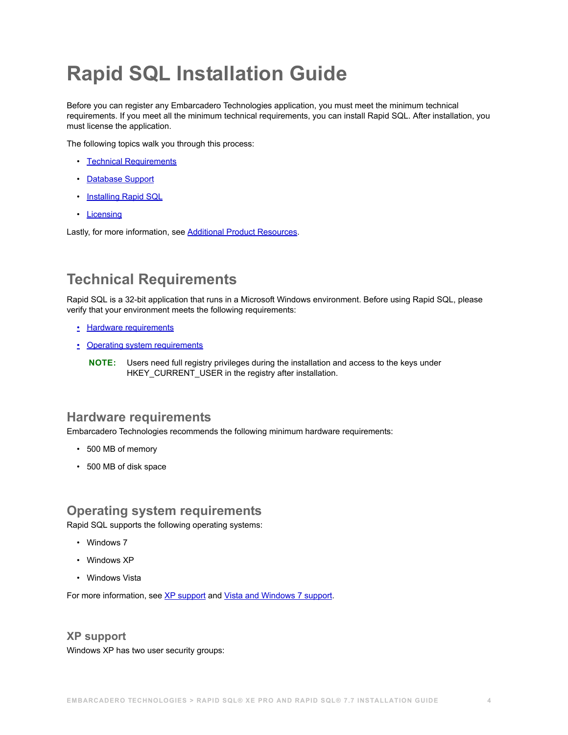# Rapid SQL Installation Guide

Before you can register any Embarcadero Technologies application, you must meet the minimum technical requirements. If you meet all the minimum technical requirements, you can install Rapid SQL. After installation, you must license the application.

The following topics walk you through this process:

- Technical Requirements
- Database Support
- Installing Rapid SQL
- Licensing

Lastly, for more information, see Additional Product Resources.

## Technical Requirements

Rapid SQL is a 32-bit application that runs in a Microsoft Windows environment. Before using Rapid SQL, please verify that your environment meets the following requirements:

- Hardware requirements
- Operating system requirements

**NOTE:** Users need full registry privileges during the installation and access to the keys under HKEY_CURRENT_USER in the registry after installation.

### Hardware requirements

Embarcadero Technologies recommends the following minimum hardware requirements:

- 500 MB of memory
- 500 MB of disk space

### Operating system requirements

Rapid SQL supports the following operating systems:

- Windows 7
- Windows XP
- Windows Vista

For more information, see XP support and Vista and Windows 7 support.

#### XP support

Windows XP has two user security groups: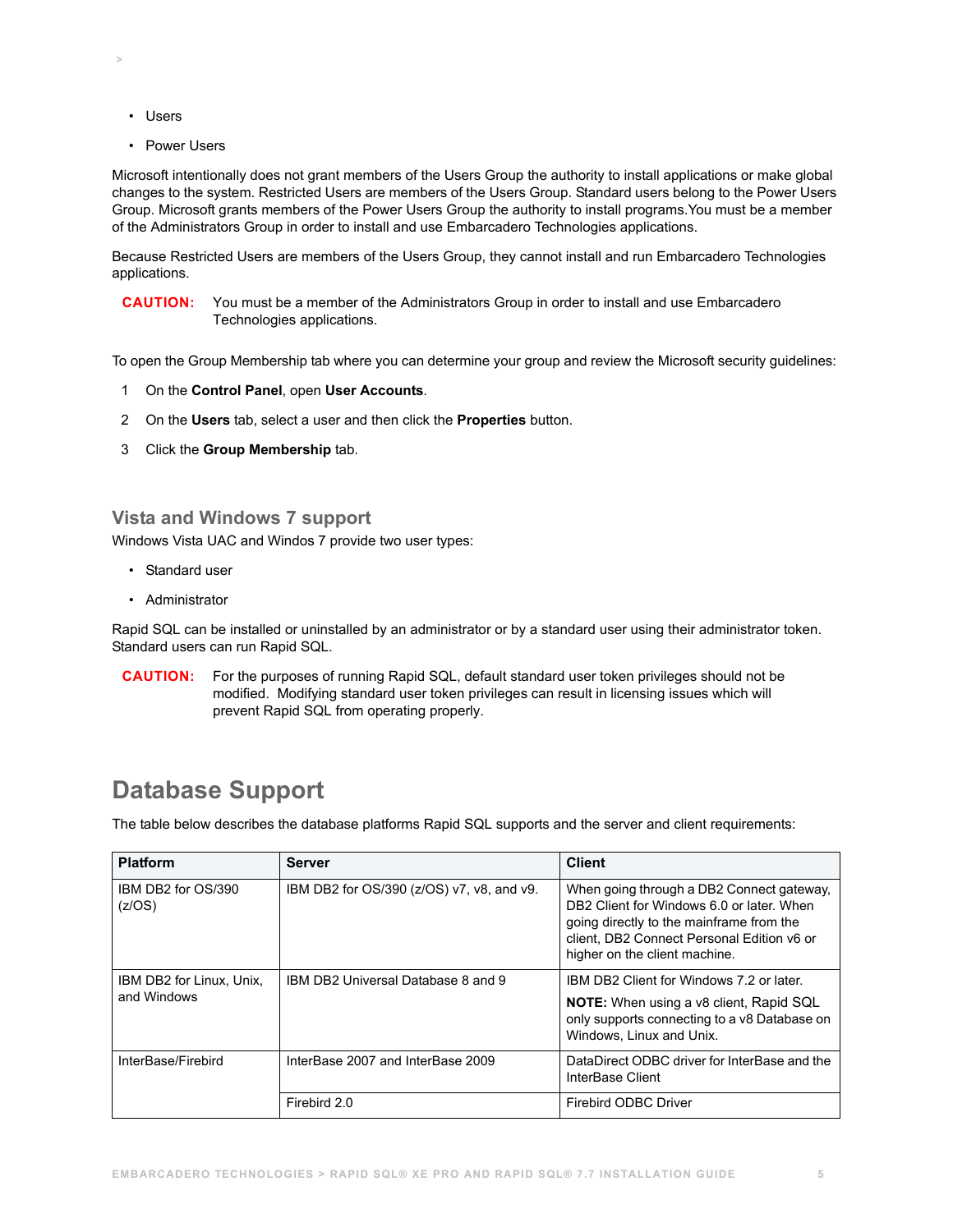- Users
- Power Users

Microsoft intentionally does not grant members of the Users Group the authority to install applications or make global changes to the system. Restricted Users are members of the Users Group. Standard users belong to the Power Users Group. Microsoft grants members of the Power Users Group the authority to install programs.You must be a member of the Administrators Group in order to install and use Embarcadero Technologies applications.

Because Restricted Users are members of the Users Group, they cannot install and run Embarcadero Technologies applications.

**CAUTION:** You must be a member of the Administrators Group in order to install and use Embarcadero Technologies applications.

To open the Group Membership tab where you can determine your group and review the Microsoft security guidelines:

1. On the **Control Panel**, open **User Accounts**.
2. On the **Users** tab, select a user and then click the **Properties** button.
3. Click the **Group Membership** tab.

### Vista and Windows 7 support

Windows Vista UAC and Windos 7 provide two user types:

- Standard user
- Administrator

Rapid SQL can be installed or uninstalled by an administrator or by a standard user using their administrator token. Standard users can run Rapid SQL.

**CAUTION:** For the purposes of running Rapid SQL, default standard user token privileges should not be modified. Modifying standard user token privileges can result in licensing issues which will prevent Rapid SQL from operating properly.

## Database Support

The table below describes the database platforms Rapid SQL supports and the server and client requirements:

| Platform | Server | Client |
|---|---|---|
| IBM DB2 for OS/390 (z/OS) | IBM DB2 for OS/390 (z/OS) v7, v8, and v9. | When going through a DB2 Connect gateway, DB2 Client for Windows 6.0 or later. When going directly to the mainframe from the client, DB2 Connect Personal Edition v6 or higher on the client machine. |
| IBM DB2 for Linux, Unix, and Windows | IBM DB2 Universal Database 8 and 9 | IBM DB2 Client for Windows 7.2 or later. **NOTE:** When using a v8 client, Rapid SQL only supports connecting to a v8 Database on Windows, Linux and Unix. |
| InterBase/Firebird | InterBase 2007 and InterBase 2009 | DataDirect ODBC driver for InterBase and the InterBase Client |
| | Firebird 2.0 | Firebird ODBC Driver |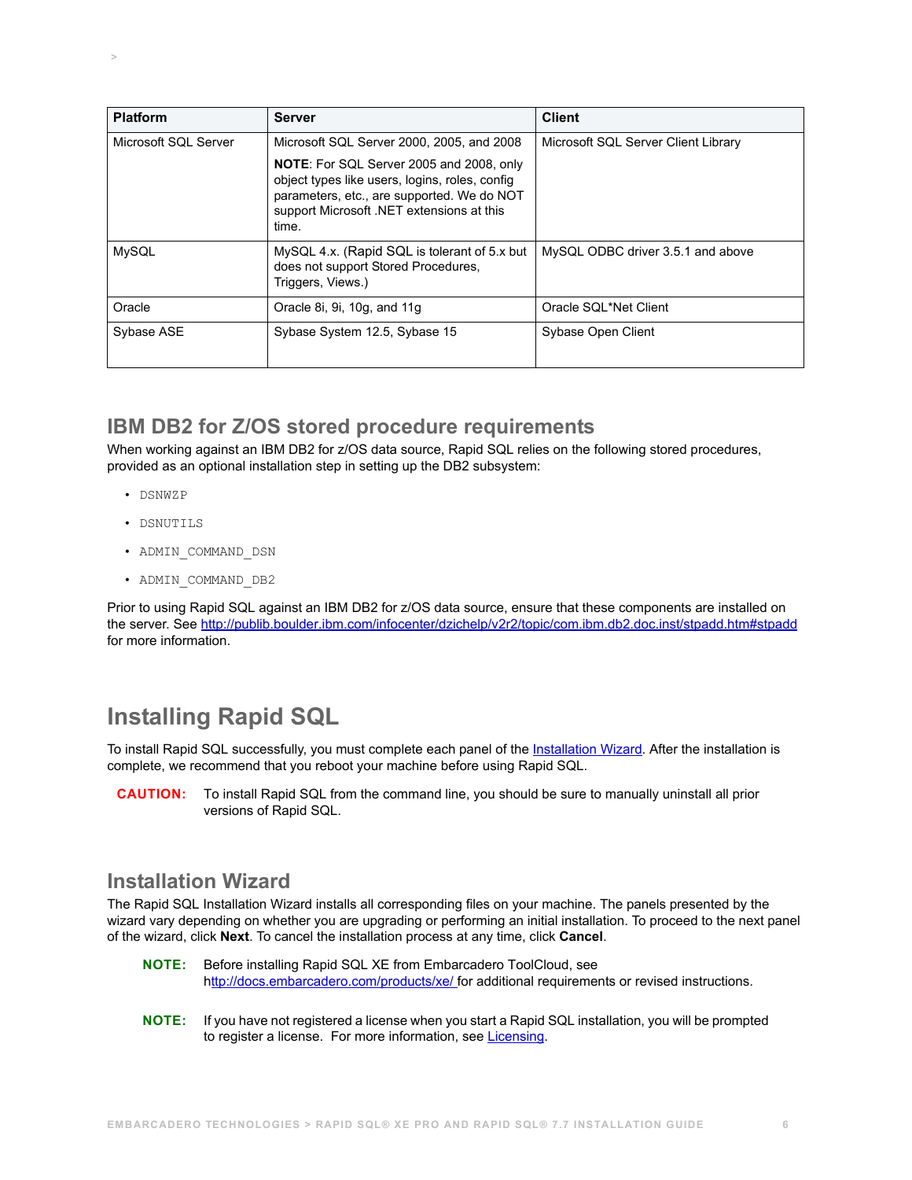| Platform | Server | Client |
|---|---|---|
| Microsoft SQL Server | Microsoft SQL Server 2000, 2005, and 2008<br>**NOTE**: For SQL Server 2005 and 2008, only object types like users, logins, roles, config parameters, etc., are supported. We do NOT support Microsoft .NET extensions at this time. | Microsoft SQL Server Client Library |
| MySQL | MySQL 4.x. (Rapid SQL is tolerant of 5.x but does not support Stored Procedures, Triggers, Views.) | MySQL ODBC driver 3.5.1 and above |
| Oracle | Oracle 8i, 9i, 10g, and 11g | Oracle SQL*Net Client |
| Sybase ASE | Sybase System 12.5, Sybase 15 | Sybase Open Client |

### IBM DB2 for Z/OS stored procedure requirements

When working against an IBM DB2 for z/OS data source, Rapid SQL relies on the following stored procedures, provided as an optional installation step in setting up the DB2 subsystem:

- `DSNWZP`
- `DSNUTILS`
- `ADMIN_COMMAND_DSN`
- `ADMIN_COMMAND_DB2`

Prior to using Rapid SQL against an IBM DB2 for z/OS data source, ensure that these components are installed on the server. See http://publib.boulder.ibm.com/infocenter/dzichelp/v2r2/topic/com.ibm.db2.doc.inst/stpadd.htm#stpadd for more information.

## Installing Rapid SQL

To install Rapid SQL successfully, you must complete each panel of the Installation Wizard. After the installation is complete, we recommend that you reboot your machine before using Rapid SQL.

**CAUTION:** To install Rapid SQL from the command line, you should be sure to manually uninstall all prior versions of Rapid SQL.

### Installation Wizard

The Rapid SQL Installation Wizard installs all corresponding files on your machine. The panels presented by the wizard vary depending on whether you are upgrading or performing an initial installation. To proceed to the next panel of the wizard, click **Next**. To cancel the installation process at any time, click **Cancel**.

**NOTE:** Before installing Rapid SQL XE from Embarcadero ToolCloud, see http://docs.embarcadero.com/products/xe/ for additional requirements or revised instructions.

**NOTE:** If you have not registered a license when you start a Rapid SQL installation, you will be prompted to register a license. For more information, see Licensing.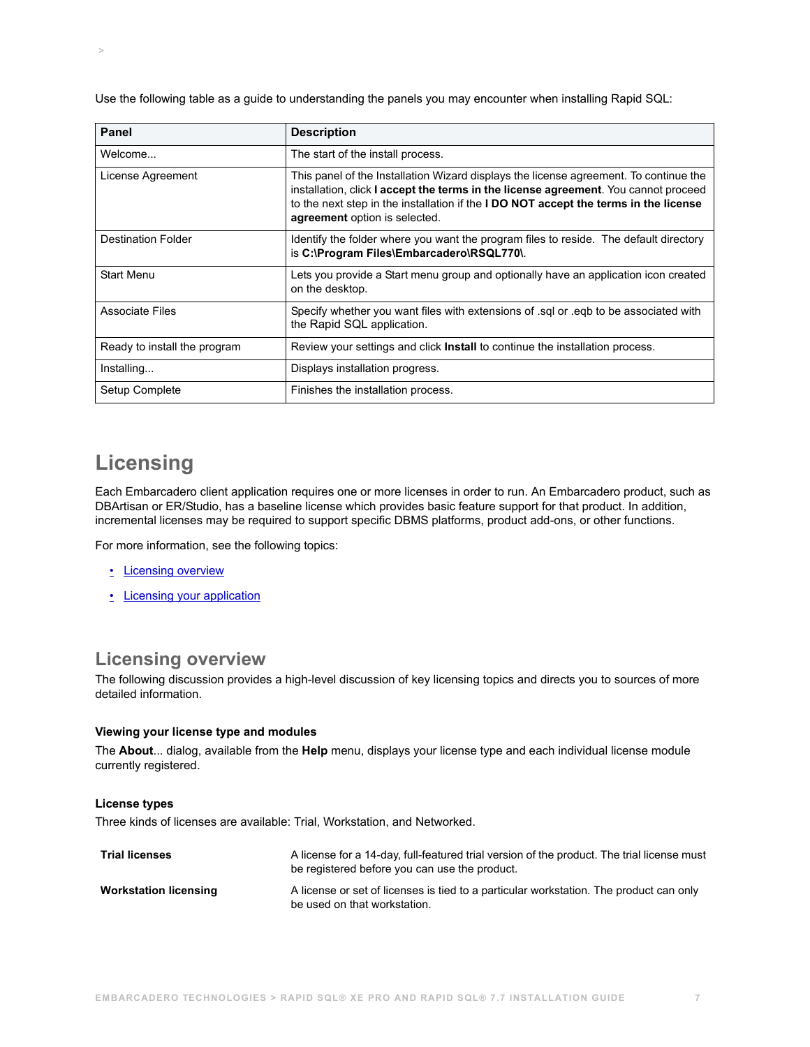Use the following table as a guide to understanding the panels you may encounter when installing Rapid SQL:

| Panel | Description |
| --- | --- |
| Welcome... | The start of the install process. |
| License Agreement | This panel of the Installation Wizard displays the license agreement. To continue the installation, click **I accept the terms in the license agreement**. You cannot proceed to the next step in the installation if the **I DO NOT accept the terms in the license agreement** option is selected. |
| Destination Folder | Identify the folder where you want the program files to reside. The default directory is **C:\Program Files\Embarcadero\RSQL770\**. |
| Start Menu | Lets you provide a Start menu group and optionally have an application icon created on the desktop. |
| Associate Files | Specify whether you want files with extensions of .sql or .eqb to be associated with the Rapid SQL application. |
| Ready to install the program | Review your settings and click **Install** to continue the installation process. |
| Installing... | Displays installation progress. |
| Setup Complete | Finishes the installation process. |

# Licensing

Each Embarcadero client application requires one or more licenses in order to run. An Embarcadero product, such as DBArtisan or ER/Studio, has a baseline license which provides basic feature support for that product. In addition, incremental licenses may be required to support specific DBMS platforms, product add-ons, or other functions.

For more information, see the following topics:

- Licensing overview
- Licensing your application

## Licensing overview

The following discussion provides a high-level discussion of key licensing topics and directs you to sources of more detailed information.

### Viewing your license type and modules

The **About**... dialog, available from the **Help** menu, displays your license type and each individual license module currently registered.

### License types

Three kinds of licenses are available: Trial, Workstation, and Networked.

| | |
| --- | --- |
| **Trial licenses** | A license for a 14-day, full-featured trial version of the product. The trial license must be registered before you can use the product. |
| **Workstation licensing** | A license or set of licenses is tied to a particular workstation. The product can only be used on that workstation. |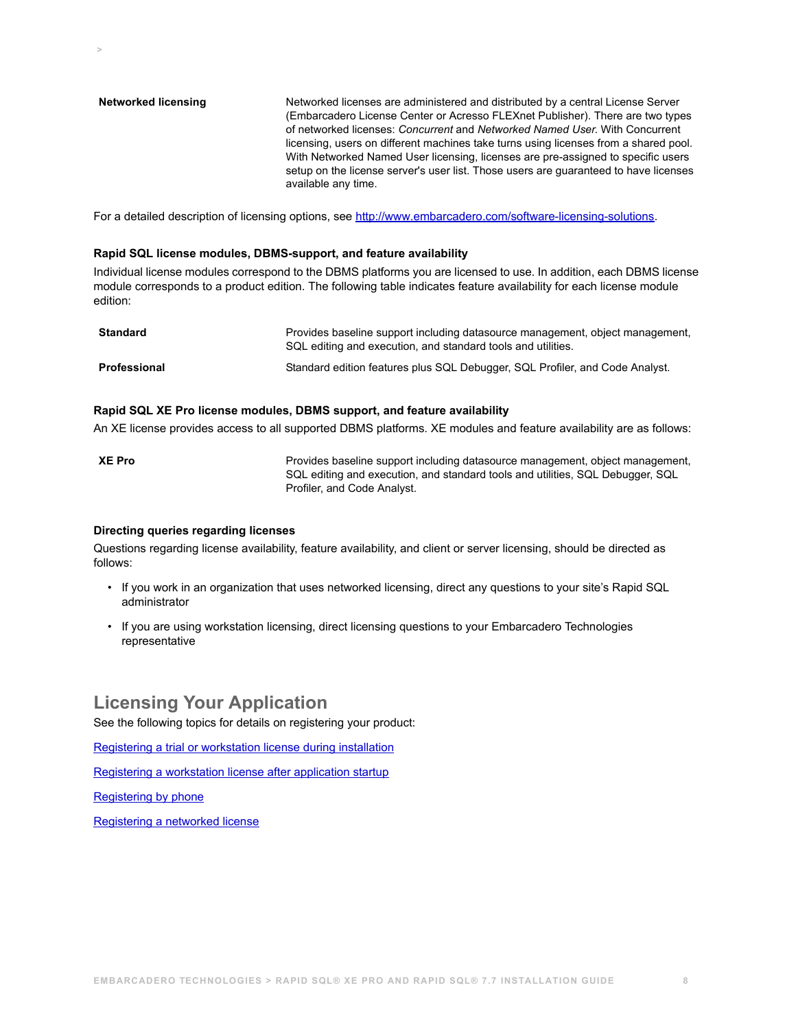| | |
|---|---|
| **Networked licensing** | Networked licenses are administered and distributed by a central License Server (Embarcadero License Center or Acresso FLEXnet Publisher). There are two types of networked licenses: *Concurrent* and *Networked Named User*. With Concurrent licensing, users on different machines take turns using licenses from a shared pool. With Networked Named User licensing, licenses are pre-assigned to specific users setup on the license server's user list. Those users are guaranteed to have licenses available any time. |

For a detailed description of licensing options, see [http://www.embarcadero.com/software-licensing-solutions](http://www.embarcadero.com/software-licensing-solutions).

#### Rapid SQL license modules, DBMS-support, and feature availability

Individual license modules correspond to the DBMS platforms you are licensed to use. In addition, each DBMS license module corresponds to a product edition. The following table indicates feature availability for each license module edition:

| | |
|---|---|
| **Standard** | Provides baseline support including datasource management, object management, SQL editing and execution, and standard tools and utilities. |
| **Professional** | Standard edition features plus SQL Debugger, SQL Profiler, and Code Analyst. |

#### Rapid SQL XE Pro license modules, DBMS support, and feature availability

An XE license provides access to all supported DBMS platforms. XE modules and feature availability are as follows:

| | |
|---|---|
| **XE Pro** | Provides baseline support including datasource management, object management, SQL editing and execution, and standard tools and utilities, SQL Debugger, SQL Profiler, and Code Analyst. |

#### Directing queries regarding licenses

Questions regarding license availability, feature availability, and client or server licensing, should be directed as follows:

- If you work in an organization that uses networked licensing, direct any questions to your site's Rapid SQL administrator
- If you are using workstation licensing, direct licensing questions to your Embarcadero Technologies representative

## Licensing Your Application

See the following topics for details on registering your product:

Registering a trial or workstation license during installation

Registering a workstation license after application startup

Registering by phone

Registering a networked license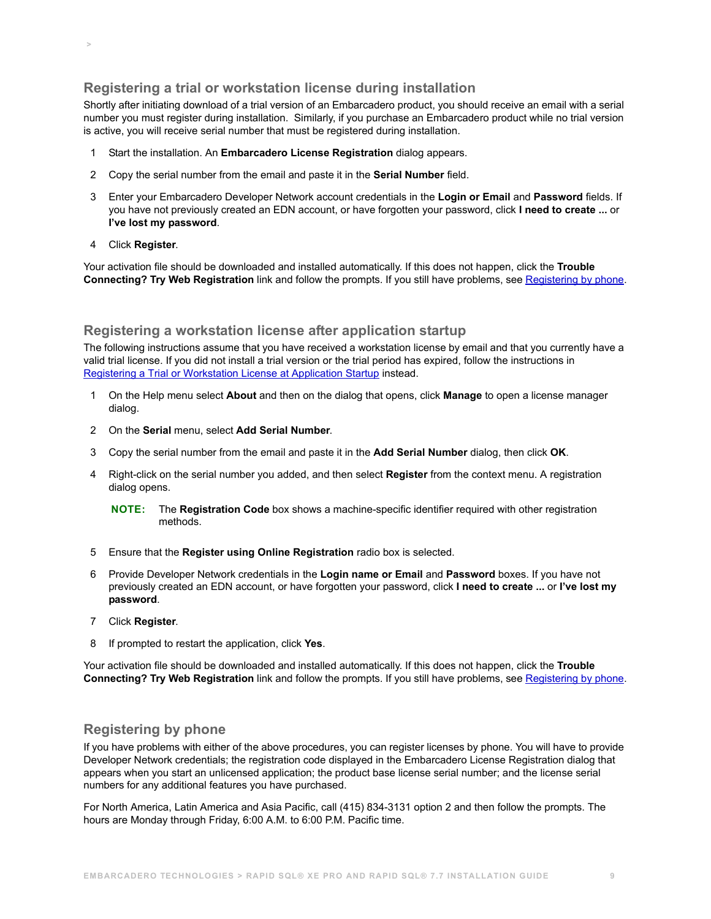## Registering a trial or workstation license during installation

Shortly after initiating download of a trial version of an Embarcadero product, you should receive an email with a serial number you must register during installation. Similarly, if you purchase an Embarcadero product while no trial version is active, you will receive serial number that must be registered during installation.

1. Start the installation. An **Embarcadero License Registration** dialog appears.
2. Copy the serial number from the email and paste it in the **Serial Number** field.
3. Enter your Embarcadero Developer Network account credentials in the **Login or Email** and **Password** fields. If you have not previously created an EDN account, or have forgotten your password, click **I need to create ...** or **I've lost my password**.
4. Click **Register**.

Your activation file should be downloaded and installed automatically. If this does not happen, click the **Trouble Connecting? Try Web Registration** link and follow the prompts. If you still have problems, see Registering by phone.

## Registering a workstation license after application startup

The following instructions assume that you have received a workstation license by email and that you currently have a valid trial license. If you did not install a trial version or the trial period has expired, follow the instructions in Registering a Trial or Workstation License at Application Startup instead.

1. On the Help menu select **About** and then on the dialog that opens, click **Manage** to open a license manager dialog.
2. On the **Serial** menu, select **Add Serial Number**.
3. Copy the serial number from the email and paste it in the **Add Serial Number** dialog, then click **OK**.
4. Right-click on the serial number you added, and then select **Register** from the context menu. A registration dialog opens.

   **NOTE:** The **Registration Code** box shows a machine-specific identifier required with other registration methods.

5. Ensure that the **Register using Online Registration** radio box is selected.
6. Provide Developer Network credentials in the **Login name or Email** and **Password** boxes. If you have not previously created an EDN account, or have forgotten your password, click **I need to create ...** or **I've lost my password**.
7. Click **Register**.
8. If prompted to restart the application, click **Yes**.

Your activation file should be downloaded and installed automatically. If this does not happen, click the **Trouble Connecting? Try Web Registration** link and follow the prompts. If you still have problems, see Registering by phone.

## Registering by phone

If you have problems with either of the above procedures, you can register licenses by phone. You will have to provide Developer Network credentials; the registration code displayed in the Embarcadero License Registration dialog that appears when you start an unlicensed application; the product base license serial number; and the license serial numbers for any additional features you have purchased.

For North America, Latin America and Asia Pacific, call (415) 834-3131 option 2 and then follow the prompts. The hours are Monday through Friday, 6:00 A.M. to 6:00 P.M. Pacific time.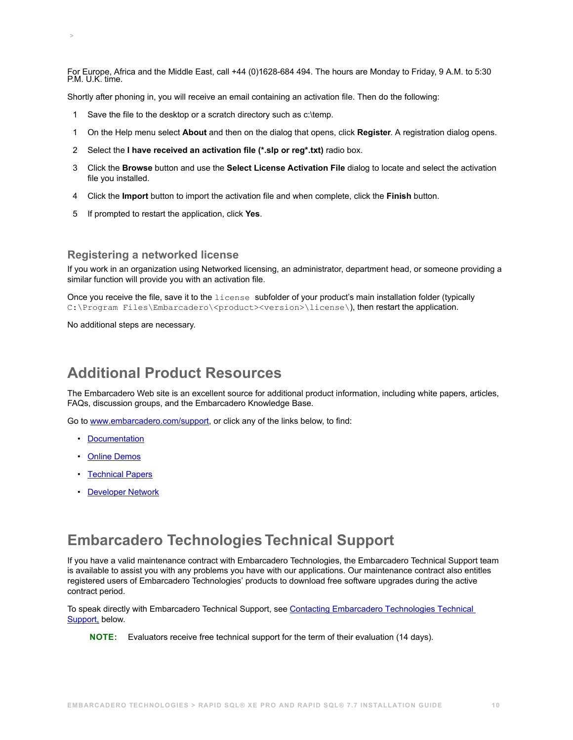For Europe, Africa and the Middle East, call +44 (0)1628-684 494. The hours are Monday to Friday, 9 A.M. to 5:30 P.M. U.K. time.

Shortly after phoning in, you will receive an email containing an activation file. Then do the following:

1. Save the file to the desktop or a scratch directory such as c:\temp.

1. On the Help menu select **About** and then on the dialog that opens, click **Register**. A registration dialog opens.
2. Select the **I have received an activation file (*.slp or reg*.txt)** radio box.
3. Click the **Browse** button and use the **Select License Activation File** dialog to locate and select the activation file you installed.
4. Click the **Import** button to import the activation file and when complete, click the **Finish** button.
5. If prompted to restart the application, click **Yes**.

### Registering a networked license

If you work in an organization using Networked licensing, an administrator, department head, or someone providing a similar function will provide you with an activation file.

Once you receive the file, save it to the `license` subfolder of your product's main installation folder (typically `C:\Program Files\Embarcadero\<product><version>\license\`), then restart the application.

No additional steps are necessary.

## Additional Product Resources

The Embarcadero Web site is an excellent source for additional product information, including white papers, articles, FAQs, discussion groups, and the Embarcadero Knowledge Base.

Go to www.embarcadero.com/support, or click any of the links below, to find:

- Documentation
- Online Demos
- Technical Papers
- Developer Network

## Embarcadero Technologies Technical Support

If you have a valid maintenance contract with Embarcadero Technologies, the Embarcadero Technical Support team is available to assist you with any problems you have with our applications. Our maintenance contract also entitles registered users of Embarcadero Technologies' products to download free software upgrades during the active contract period.

To speak directly with Embarcadero Technical Support, see Contacting Embarcadero Technologies Technical Support, below.

**NOTE:** Evaluators receive free technical support for the term of their evaluation (14 days).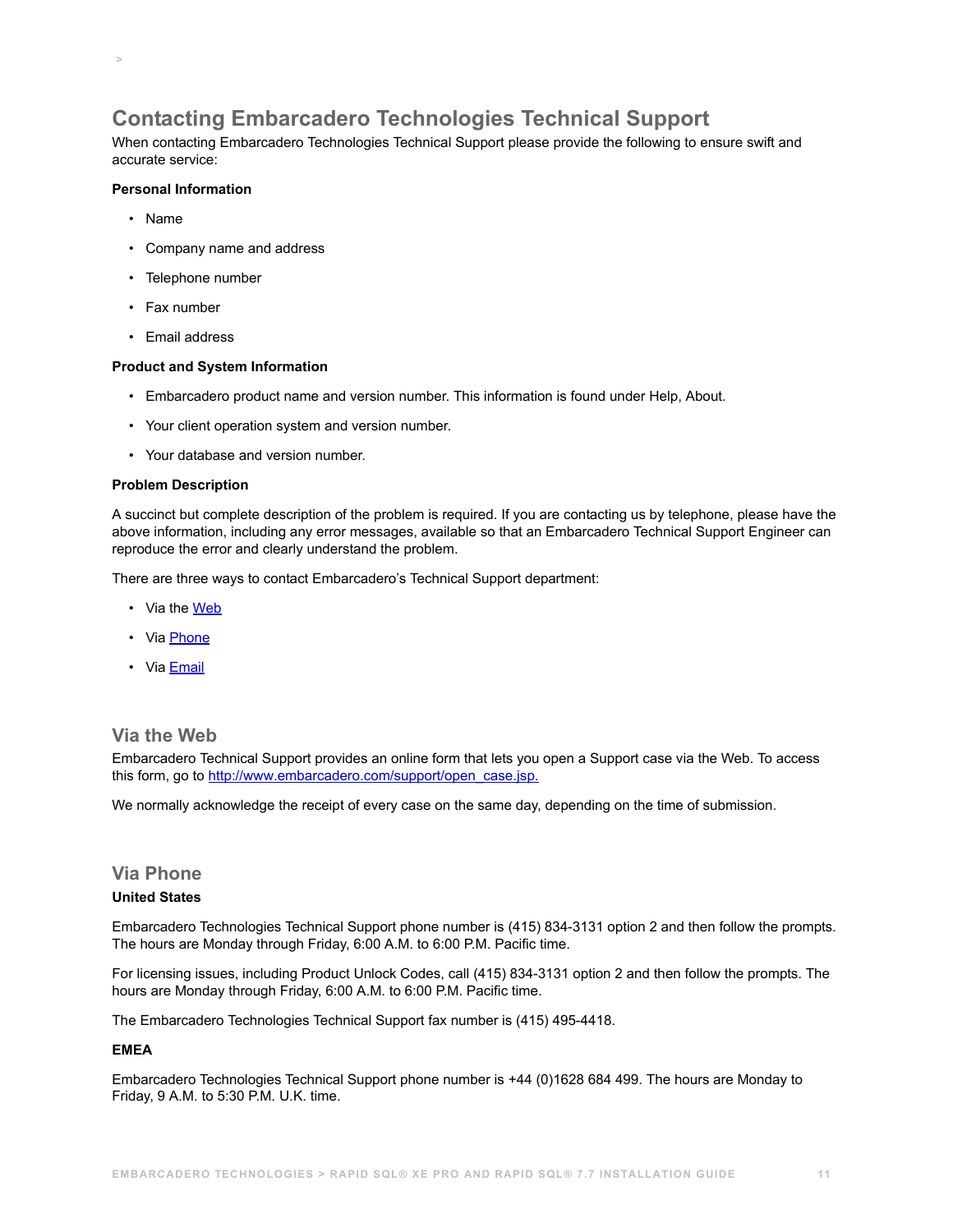## Contacting Embarcadero Technologies Technical Support

When contacting Embarcadero Technologies Technical Support please provide the following to ensure swift and accurate service:

**Personal Information**

- Name
- Company name and address
- Telephone number
- Fax number
- Email address

**Product and System Information**

- Embarcadero product name and version number. This information is found under Help, About.
- Your client operation system and version number.
- Your database and version number.

**Problem Description**

A succinct but complete description of the problem is required. If you are contacting us by telephone, please have the above information, including any error messages, available so that an Embarcadero Technical Support Engineer can reproduce the error and clearly understand the problem.

There are three ways to contact Embarcadero's Technical Support department:

- Via the Web
- Via Phone
- Via Email

### Via the Web

Embarcadero Technical Support provides an online form that lets you open a Support case via the Web. To access this form, go to http://www.embarcadero.com/support/open_case.jsp.

We normally acknowledge the receipt of every case on the same day, depending on the time of submission.

### Via Phone

**United States**

Embarcadero Technologies Technical Support phone number is (415) 834-3131 option 2 and then follow the prompts. The hours are Monday through Friday, 6:00 A.M. to 6:00 P.M. Pacific time.

For licensing issues, including Product Unlock Codes, call (415) 834-3131 option 2 and then follow the prompts. The hours are Monday through Friday, 6:00 A.M. to 6:00 P.M. Pacific time.

The Embarcadero Technologies Technical Support fax number is (415) 495-4418.

**EMEA**

Embarcadero Technologies Technical Support phone number is +44 (0)1628 684 499. The hours are Monday to Friday, 9 A.M. to 5:30 P.M. U.K. time.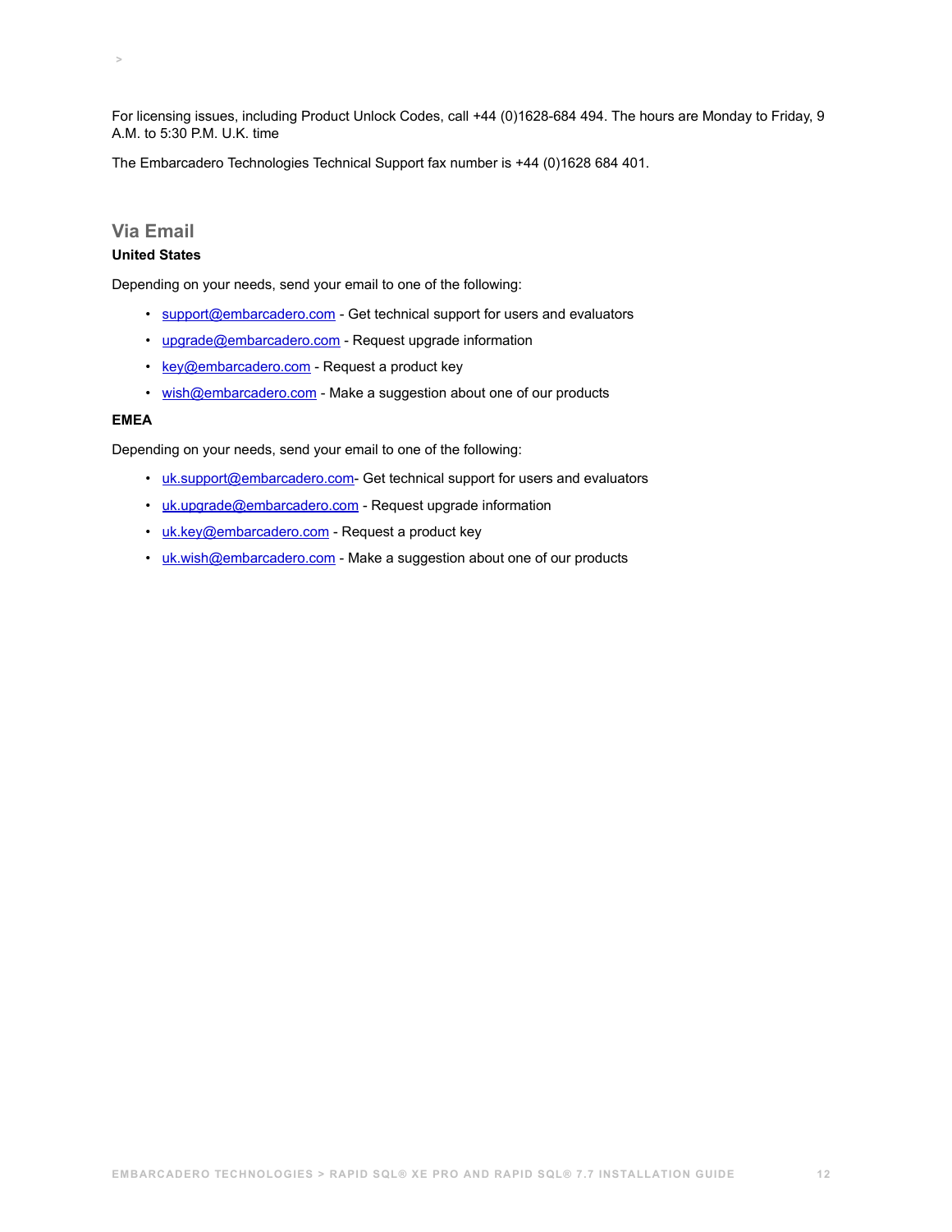For licensing issues, including Product Unlock Codes, call +44 (0)1628-684 494. The hours are Monday to Friday, 9 A.M. to 5:30 P.M. U.K. time

The Embarcadero Technologies Technical Support fax number is +44 (0)1628 684 401.

## Via Email

**United States**

Depending on your needs, send your email to one of the following:

- support@embarcadero.com - Get technical support for users and evaluators
- upgrade@embarcadero.com - Request upgrade information
- key@embarcadero.com - Request a product key
- wish@embarcadero.com - Make a suggestion about one of our products

**EMEA**

Depending on your needs, send your email to one of the following:

- uk.support@embarcadero.com- Get technical support for users and evaluators
- uk.upgrade@embarcadero.com - Request upgrade information
- uk.key@embarcadero.com - Request a product key
- uk.wish@embarcadero.com - Make a suggestion about one of our products